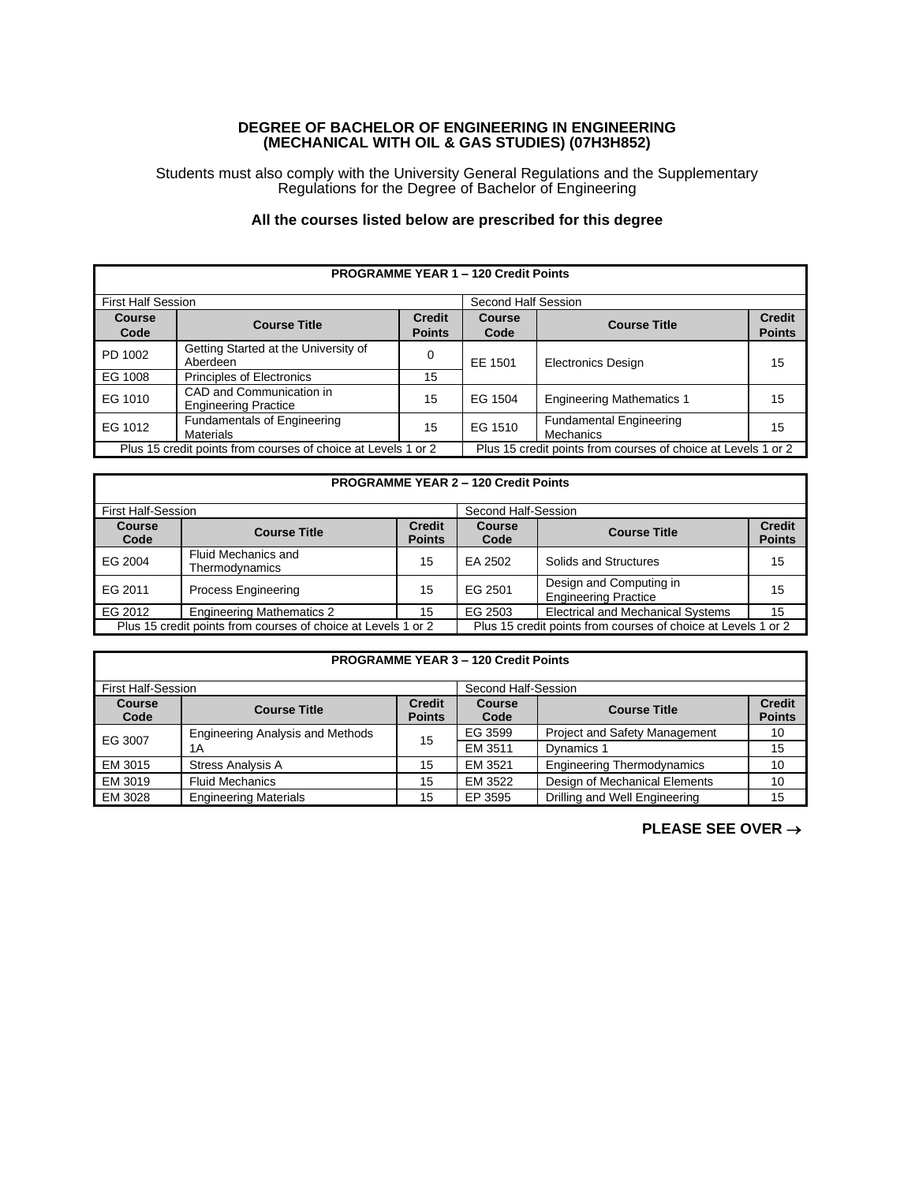# DEGREE OF BACHELOR OF ENGINEERING IN ENGINEERING (MECHANICAL WITH OIL & GAS STUDIES) (07H3H852)

Students must also comply with the University General Regulations and the Supplementary Regulations for the Degree of Bachelor of Engineering

**All the courses listed below are prescribed for this degree**

| **PROGRAMME YEAR 1 – 120 Credit Points** | | | | | |
|---|---|---|---|---|---|
| First Half Session | | | Second Half Session | | |
| **Course Code** | **Course Title** | **Credit Points** | **Course Code** | **Course Title** | **Credit Points** |
| PD 1002 | Getting Started at the University of Aberdeen | 0 | EE 1501 | Electronics Design | 15 |
| EG 1008 | Principles of Electronics | 15 | | | |
| EG 1010 | CAD and Communication in Engineering Practice | 15 | EG 1504 | Engineering Mathematics 1 | 15 |
| EG 1012 | Fundamentals of Engineering Materials | 15 | EG 1510 | Fundamental Engineering Mechanics | 15 |
| Plus 15 credit points from courses of choice at Levels 1 or 2 | | | Plus 15 credit points from courses of choice at Levels 1 or 2 | | |

| **PROGRAMME YEAR 2 – 120 Credit Points** | | | | | |
|---|---|---|---|---|---|
| First Half-Session | | | Second Half-Session | | |
| **Course Code** | **Course Title** | **Credit Points** | **Course Code** | **Course Title** | **Credit Points** |
| EG 2004 | Fluid Mechanics and Thermodynamics | 15 | EA 2502 | Solids and Structures | 15 |
| EG 2011 | Process Engineering | 15 | EG 2501 | Design and Computing in Engineering Practice | 15 |
| EG 2012 | Engineering Mathematics 2 | 15 | EG 2503 | Electrical and Mechanical Systems | 15 |
| Plus 15 credit points from courses of choice at Levels 1 or 2 | | | Plus 15 credit points from courses of choice at Levels 1 or 2 | | |

| **PROGRAMME YEAR 3 – 120 Credit Points** | | | | | |
|---|---|---|---|---|---|
| First Half-Session | | | Second Half-Session | | |
| **Course Code** | **Course Title** | **Credit Points** | **Course Code** | **Course Title** | **Credit Points** |
| EG 3007 | Engineering Analysis and Methods 1A | 15 | EG 3599 | Project and Safety Management | 10 |
| | | | EM 3511 | Dynamics 1 | 15 |
| EM 3015 | Stress Analysis A | 15 | EM 3521 | Engineering Thermodynamics | 10 |
| EM 3019 | Fluid Mechanics | 15 | EM 3522 | Design of Mechanical Elements | 10 |
| EM 3028 | Engineering Materials | 15 | EP 3595 | Drilling and Well Engineering | 15 |

**PLEASE SEE OVER →**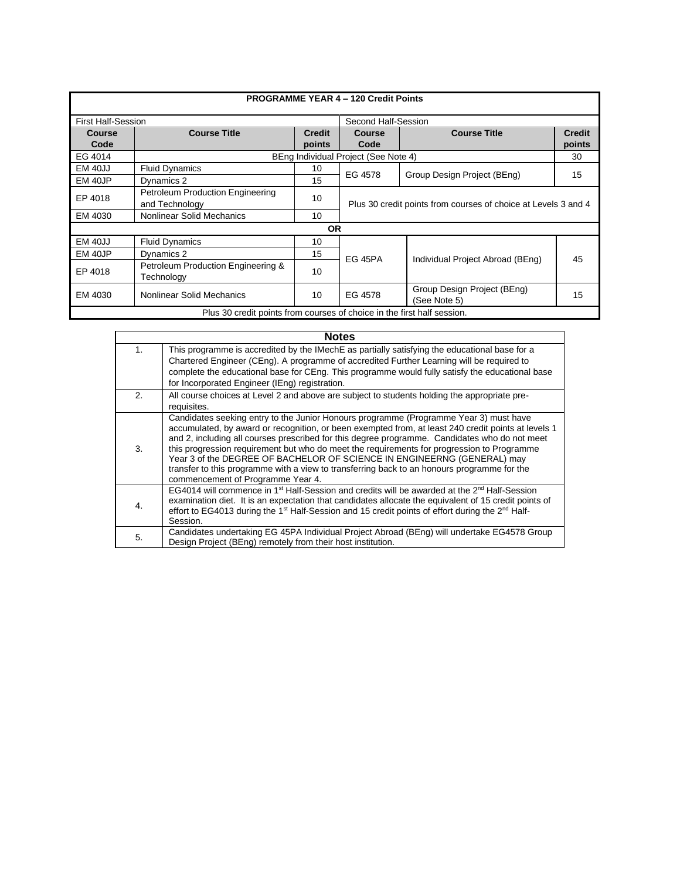| PROGRAMME YEAR 4 – 120 Credit Points | | | | | |
|---|---|---|---|---|---|
| First Half-Session | | | Second Half-Session | | |
| **Course Code** | **Course Title** | **Credit points** | **Course Code** | **Course Title** | **Credit points** |
| EG 4014 | BEng Individual Project (See Note 4) | | | | 30 |
| EM 40JJ | Fluid Dynamics | 10 | EG 4578 | Group Design Project (BEng) | 15 |
| EM 40JP | Dynamics 2 | 15 | | | |
| EP 4018 | Petroleum Production Engineering and Technology | 10 | Plus 30 credit points from courses of choice at Levels 3 and 4 | | |
| EM 4030 | Nonlinear Solid Mechanics | 10 | | | |
| **OR** | | | | | |
| EM 40JJ | Fluid Dynamics | 10 | EG 45PA | Individual Project Abroad (BEng) | 45 |
| EM 40JP | Dynamics 2 | 15 | | | |
| EP 4018 | Petroleum Production Engineering & Technology | 10 | | | |
| EM 4030 | Nonlinear Solid Mechanics | 10 | EG 4578 | Group Design Project (BEng) (See Note 5) | 15 |
| Plus 30 credit points from courses of choice in the first half session. | | | | | |

| Notes | |
|---|---|
| 1. | This programme is accredited by the IMechE as partially satisfying the educational base for a Chartered Engineer (CEng). A programme of accredited Further Learning will be required to complete the educational base for CEng. This programme would fully satisfy the educational base for Incorporated Engineer (IEng) registration. |
| 2. | All course choices at Level 2 and above are subject to students holding the appropriate pre-requisites. |
| 3. | Candidates seeking entry to the Junior Honours programme (Programme Year 3) must have accumulated, by award or recognition, or been exempted from, at least 240 credit points at levels 1 and 2, including all courses prescribed for this degree programme. Candidates who do not meet this progression requirement but who do meet the requirements for progression to Programme Year 3 of the DEGREE OF BACHELOR OF SCIENCE IN ENGINEERNG (GENERAL) may transfer to this programme with a view to transferring back to an honours programme for the commencement of Programme Year 4. |
| 4. | EG4014 will commence in 1st Half-Session and credits will be awarded at the 2nd Half-Session examination diet. It is an expectation that candidates allocate the equivalent of 15 credit points of effort to EG4013 during the 1st Half-Session and 15 credit points of effort during the 2nd Half-Session. |
| 5. | Candidates undertaking EG 45PA Individual Project Abroad (BEng) will undertake EG4578 Group Design Project (BEng) remotely from their host institution. |